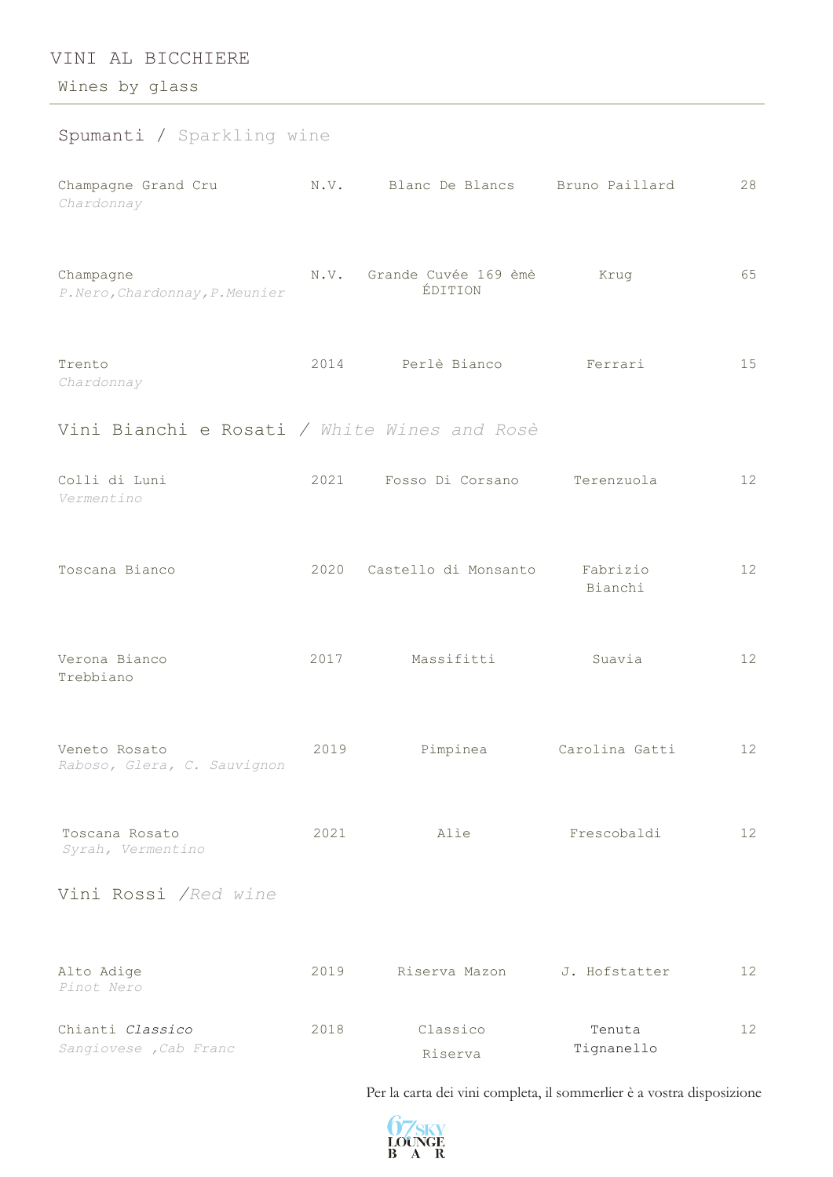# VINI AL BICCHIERE

Wines by glass

## Spumanti / Sparkling wine

| | | | | |
|---|---|---|---|---|
| Champagne Grand Cru<br>*Chardonnay* | N.V. | Blanc De Blancs | Bruno Paillard | 28 |
| Champagne<br>*P.Nero,Chardonnay,P.Meunier* | N.V. | Grande Cuvée 169 èmè ÉDITION | Krug | 65 |
| Trento<br>*Chardonnay* | 2014 | Perlè Bianco | Ferrari | 15 |

## Vini Bianchi e Rosati / *White Wines and Rosè*

| | | | | |
|---|---|---|---|---|
| Colli di Luni<br>*Vermentino* | 2021 | Fosso Di Corsano | Terenzuola | 12 |
| Toscana Bianco | 2020 | Castello di Monsanto | Fabrizio Bianchi | 12 |
| Verona Bianco<br>Trebbiano | 2017 | Massifitti | Suavia | 12 |
| Veneto Rosato<br>*Raboso, Glera, C. Sauvignon* | 2019 | Pimpinea | Carolina Gatti | 12 |
| Toscana Rosato<br>*Syrah, Vermentino* | 2021 | Alìe | Frescobaldi | 12 |

## Vini Rossi /*Red wine*

| | | | | |
|---|---|---|---|---|
| Alto Adige<br>*Pinot Nero* | 2019 | Riserva Mazon | J. Hofstatter | 12 |
| Chianti *Classico*<br>*Sangiovese ,Cab Franc* | 2018 | Classico Riserva | Tenuta Tignanello | 12 |

Per la carta dei vini completa, il sommerlier è a vostra disposizione

67 SKY LOUNGE BAR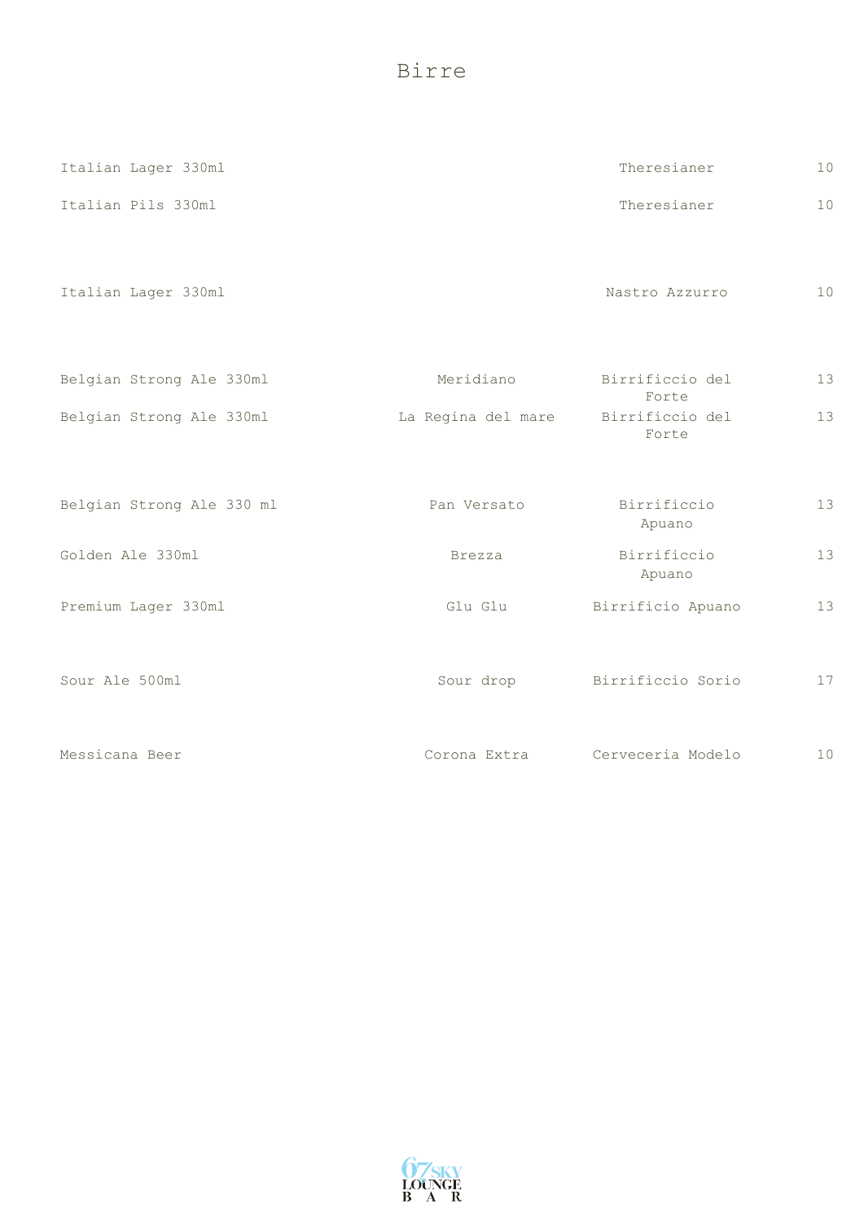# Birre

| | | | |
|---|---|---|---|
| Italian Lager 330ml | | Theresianer | 10 |
| Italian Pils 330ml | | Theresianer | 10 |
| Italian Lager 330ml | | Nastro Azzurro | 10 |
| Belgian Strong Ale 330ml | Meridiano | Birrificcio del Forte | 13 |
| Belgian Strong Ale 330ml | La Regina del mare | Birrificcio del Forte | 13 |
| Belgian Strong Ale 330 ml | Pan Versato | Birrificcio Apuano | 13 |
| Golden Ale 330ml | Brezza | Birrificcio Apuano | 13 |
| Premium Lager 330ml | Glu Glu | Birrificio Apuano | 13 |
| Sour Ale 500ml | Sour drop | Birrificcio Sorio | 17 |
| Messicana Beer | Corona Extra | Cerveceria Modelo | 10 |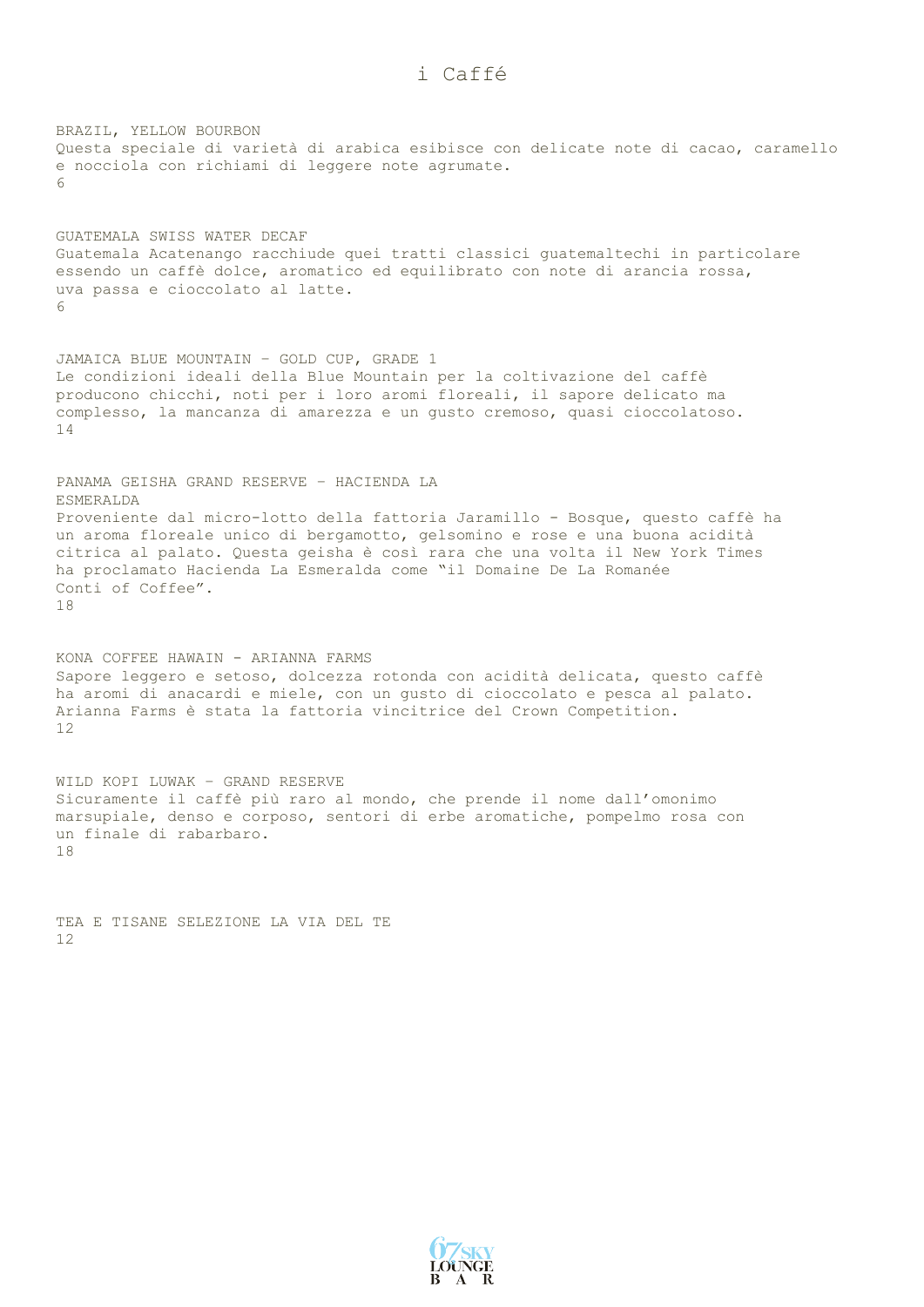# i Caffé

## BRAZIL, YELLOW BOURBON

Questa speciale di varietà di arabica esibisce con delicate note di cacao, caramello e nocciola con richiami di leggere note agrumate.

6

## GUATEMALA SWISS WATER DECAF

Guatemala Acatenango racchiude quei tratti classici guatemaltechi in particolare essendo un caffè dolce, aromatico ed equilibrato con note di arancia rossa, uva passa e cioccolato al latte.

6

## JAMAICA BLUE MOUNTAIN - GOLD CUP, GRADE 1

Le condizioni ideali della Blue Mountain per la coltivazione del caffè producono chicchi, noti per i loro aromi floreali, il sapore delicato ma complesso, la mancanza di amarezza e un gusto cremoso, quasi cioccolatoso.

14

## PANAMA GEISHA GRAND RESERVE - HACIENDA LA ESMERALDA

Proveniente dal micro-lotto della fattoria Jaramillo - Bosque, questo caffè ha un aroma floreale unico di bergamotto, gelsomino e rose e una buona acidità citrica al palato. Questa geisha è così rara che una volta il New York Times ha proclamato Hacienda La Esmeralda come "il Domaine De La Romanée Conti of Coffee".

18

## KONA COFFEE HAWAIN - ARIANNA FARMS

Sapore leggero e setoso, dolcezza rotonda con acidità delicata, questo caffè ha aromi di anacardi e miele, con un gusto di cioccolato e pesca al palato. Arianna Farms è stata la fattoria vincitrice del Crown Competition.

12

## WILD KOPI LUWAK - GRAND RESERVE

Sicuramente il caffè più raro al mondo, che prende il nome dall'omonimo marsupiale, denso e corposo, sentori di erbe aromatiche, pompelmo rosa con un finale di rabarbaro.

18

## TEA E TISANE SELEZIONE LA VIA DEL TE

12

67 SKY LOUNGE BAR